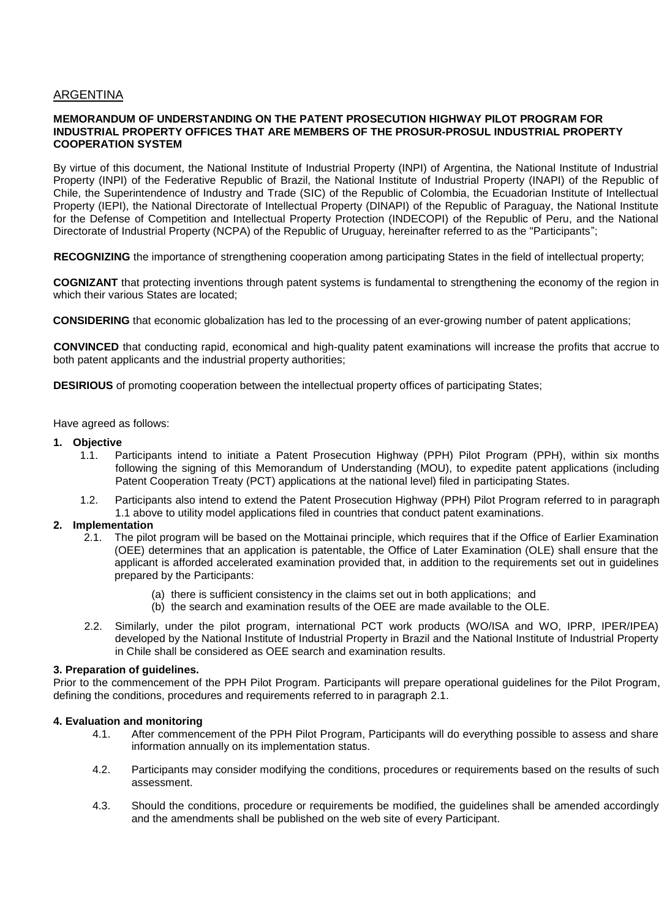ARGENTINA

**MEMORANDUM OF UNDERSTANDING ON THE PATENT PROSECUTION HIGHWAY PILOT PROGRAM FOR INDUSTRIAL PROPERTY OFFICES THAT ARE MEMBERS OF THE PROSUR-PROSUL INDUSTRIAL PROPERTY COOPERATION SYSTEM**

By virtue of this document, the National Institute of Industrial Property (INPI) of Argentina, the National Institute of Industrial Property (INPI) of the Federative Republic of Brazil, the National Institute of Industrial Property (INAPI) of the Republic of Chile, the Superintendence of Industry and Trade (SIC) of the Republic of Colombia, the Ecuadorian Institute of Intellectual Property (IEPI), the National Directorate of Intellectual Property (DINAPI) of the Republic of Paraguay, the National Institute for the Defense of Competition and Intellectual Property Protection (INDECOPI) of the Republic of Peru, and the National Directorate of Industrial Property (NCPA) of the Republic of Uruguay, hereinafter referred to as the "Participants";

**RECOGNIZING** the importance of strengthening cooperation among participating States in the field of intellectual property;

**COGNIZANT** that protecting inventions through patent systems is fundamental to strengthening the economy of the region in which their various States are located;

**CONSIDERING** that economic globalization has led to the processing of an ever-growing number of patent applications;

**CONVINCED** that conducting rapid, economical and high-quality patent examinations will increase the profits that accrue to both patent applicants and the industrial property authorities;

**DESIRIOUS** of promoting cooperation between the intellectual property offices of participating States;

Have agreed as follows:

**1. Objective**

1.1. Participants intend to initiate a Patent Prosecution Highway (PPH) Pilot Program (PPH), within six months following the signing of this Memorandum of Understanding (MOU), to expedite patent applications (including Patent Cooperation Treaty (PCT) applications at the national level) filed in participating States.

1.2. Participants also intend to extend the Patent Prosecution Highway (PPH) Pilot Program referred to in paragraph 1.1 above to utility model applications filed in countries that conduct patent examinations.

**2. Implementation**

2.1. The pilot program will be based on the Mottainai principle, which requires that if the Office of Earlier Examination (OEE) determines that an application is patentable, the Office of Later Examination (OLE) shall ensure that the applicant is afforded accelerated examination provided that, in addition to the requirements set out in guidelines prepared by the Participants:

(a) there is sufficient consistency in the claims set out in both applications; and
(b) the search and examination results of the OEE are made available to the OLE.

2.2. Similarly, under the pilot program, international PCT work products (WO/ISA and WO, IPRP, IPER/IPEA) developed by the National Institute of Industrial Property in Brazil and the National Institute of Industrial Property in Chile shall be considered as OEE search and examination results.

**3. Preparation of guidelines.**

Prior to the commencement of the PPH Pilot Program. Participants will prepare operational guidelines for the Pilot Program, defining the conditions, procedures and requirements referred to in paragraph 2.1.

**4. Evaluation and monitoring**

4.1. After commencement of the PPH Pilot Program, Participants will do everything possible to assess and share information annually on its implementation status.

4.2. Participants may consider modifying the conditions, procedures or requirements based on the results of such assessment.

4.3. Should the conditions, procedure or requirements be modified, the guidelines shall be amended accordingly and the amendments shall be published on the web site of every Participant.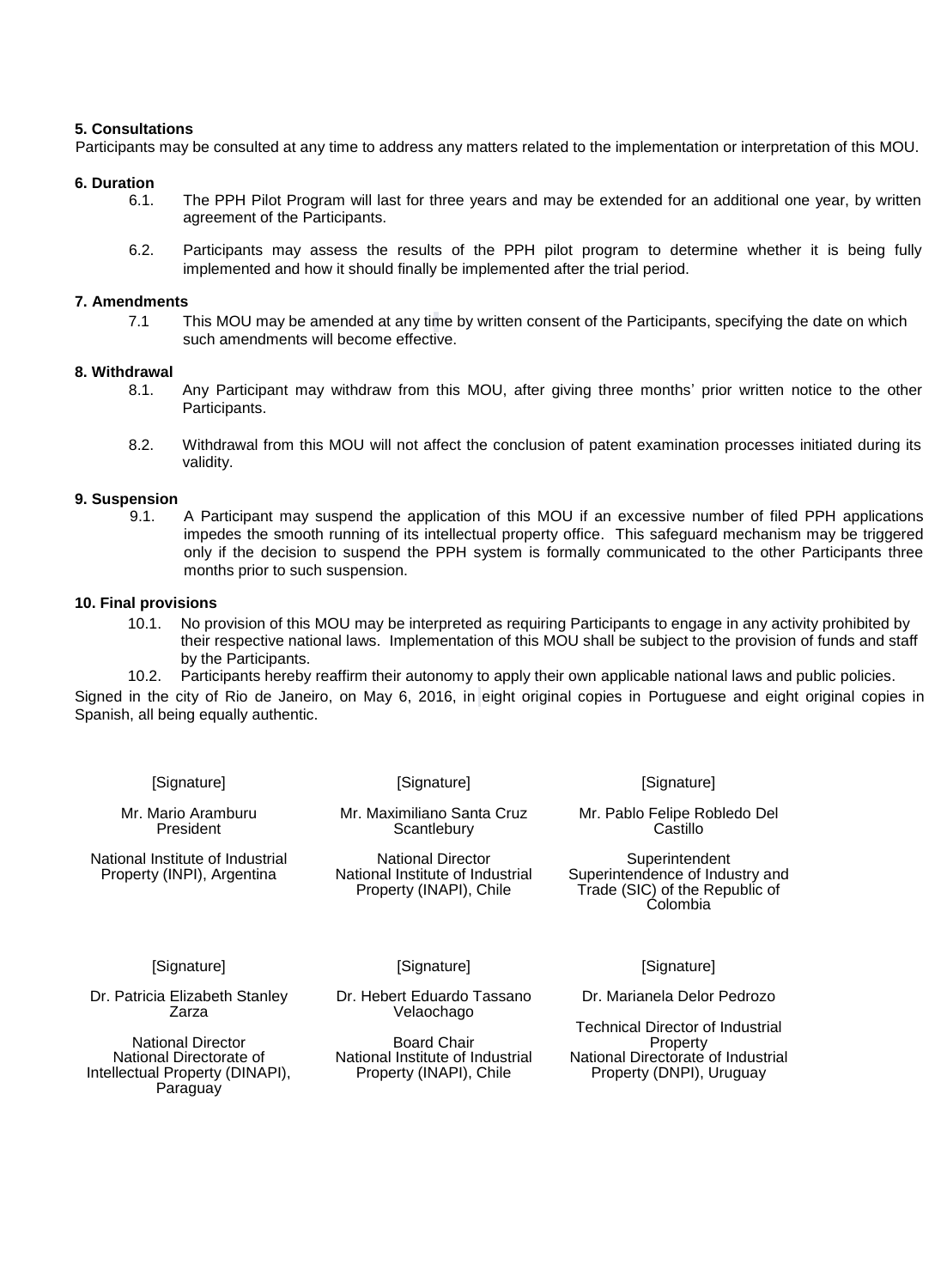**5. Consultations**

Participants may be consulted at any time to address any matters related to the implementation or interpretation of this MOU.

**6. Duration**

6.1. The PPH Pilot Program will last for three years and may be extended for an additional one year, by written agreement of the Participants.

6.2. Participants may assess the results of the PPH pilot program to determine whether it is being fully implemented and how it should finally be implemented after the trial period.

**7. Amendments**

7.1 This MOU may be amended at any time by written consent of the Participants, specifying the date on which such amendments will become effective.

**8. Withdrawal**

8.1. Any Participant may withdraw from this MOU, after giving three months' prior written notice to the other Participants.

8.2. Withdrawal from this MOU will not affect the conclusion of patent examination processes initiated during its validity.

**9. Suspension**

9.1. A Participant may suspend the application of this MOU if an excessive number of filed PPH applications impedes the smooth running of its intellectual property office. This safeguard mechanism may be triggered only if the decision to suspend the PPH system is formally communicated to the other Participants three months prior to such suspension.

**10. Final provisions**

10.1. No provision of this MOU may be interpreted as requiring Participants to engage in any activity prohibited by their respective national laws. Implementation of this MOU shall be subject to the provision of funds and staff by the Participants.

10.2. Participants hereby reaffirm their autonomy to apply their own applicable national laws and public policies.

Signed in the city of Rio de Janeiro, on May 6, 2016, in eight original copies in Portuguese and eight original copies in Spanish, all being equally authentic.

[Signature]

Mr. Mario Aramburu
President

National Institute of Industrial Property (INPI), Argentina

[Signature]

Mr. Maximiliano Santa Cruz Scantlebury

National Director
National Institute of Industrial Property (INAPI), Chile

[Signature]

Mr. Pablo Felipe Robledo Del Castillo

Superintendent
Superintendence of Industry and Trade (SIC) of the Republic of Colombia

[Signature]

Dr. Patricia Elizabeth Stanley Zarza

National Director
National Directorate of Intellectual Property (DINAPI), Paraguay

[Signature]

Dr. Hebert Eduardo Tassano Velaochago

Board Chair
National Institute of Industrial Property (INAPI), Chile

[Signature]

Dr. Marianela Delor Pedrozo

Technical Director of Industrial Property
National Directorate of Industrial Property (DNPI), Uruguay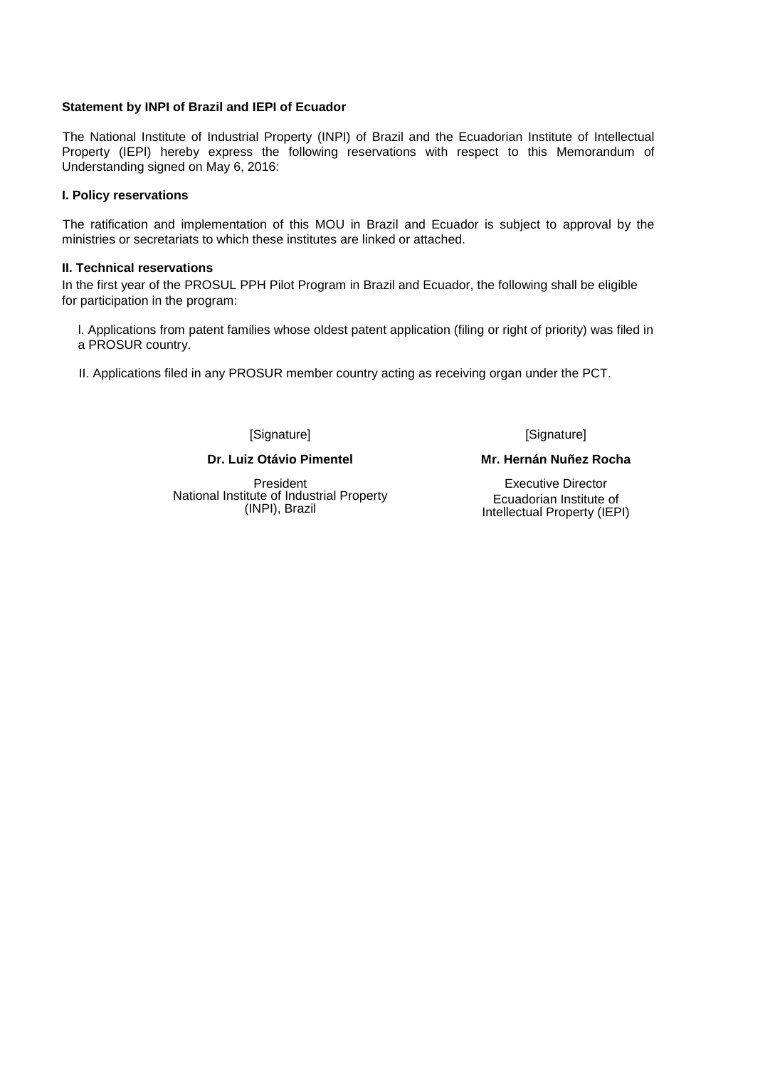**Statement by INPI of Brazil and IEPI of Ecuador**

The National Institute of Industrial Property (INPI) of Brazil and the Ecuadorian Institute of Intellectual Property (IEPI) hereby express the following reservations with respect to this Memorandum of Understanding signed on May 6, 2016:

**I. Policy reservations**

The ratification and implementation of this MOU in Brazil and Ecuador is subject to approval by the ministries or secretariats to which these institutes are linked or attached.

**II. Technical reservations**

In the first year of the PROSUL PPH Pilot Program in Brazil and Ecuador, the following shall be eligible for participation in the program:

I. Applications from patent families whose oldest patent application (filing or right of priority) was filed in a PROSUR country.

II. Applications filed in any PROSUR member country acting as receiving organ under the PCT.

[Signature]

**Dr. Luiz Otávio Pimentel**

President
National Institute of Industrial Property (INPI), Brazil

[Signature]

**Mr. Hernán Nuñez Rocha**

Executive Director
Ecuadorian Institute of Intellectual Property (IEPI)